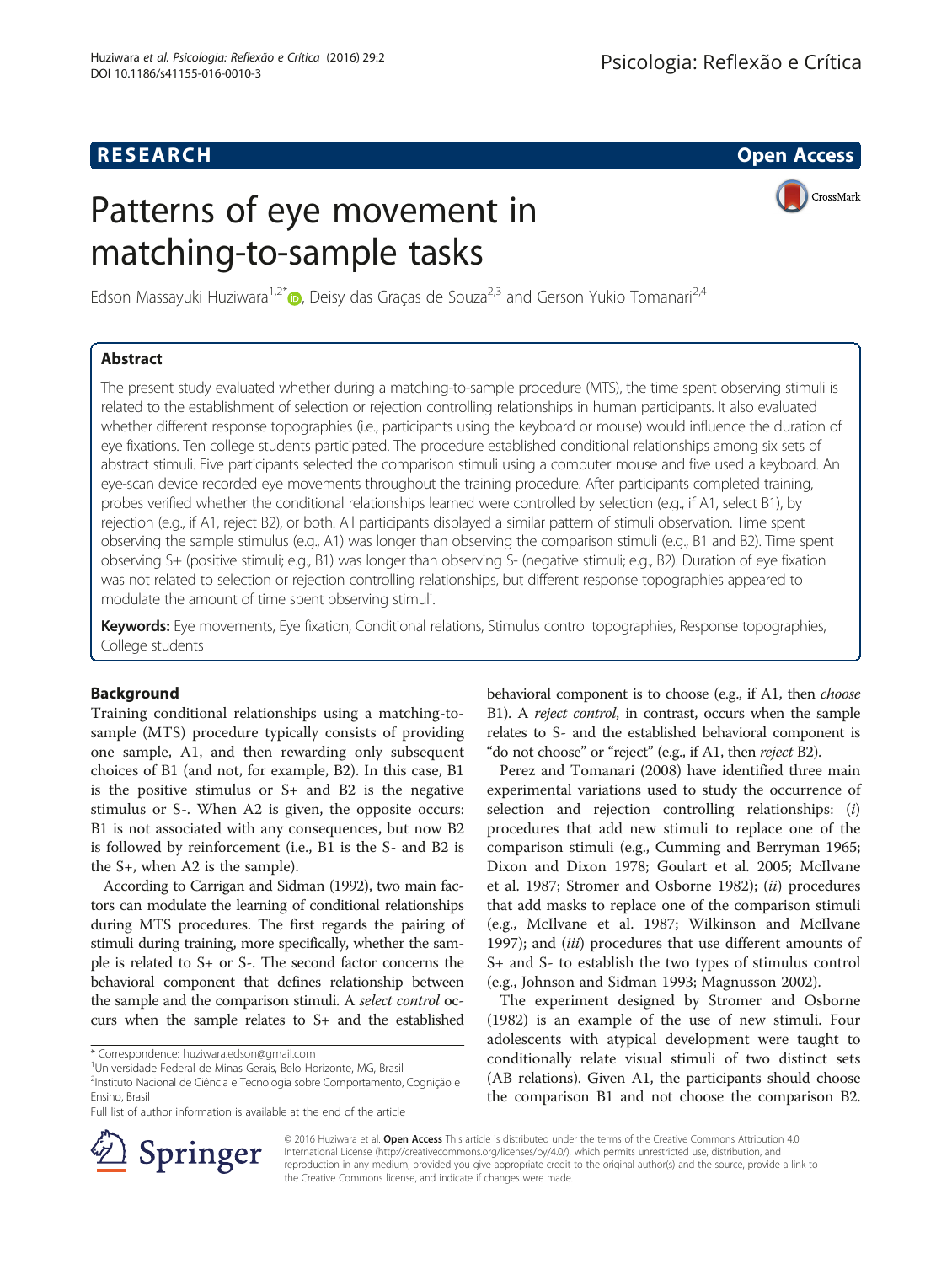RESEARCH Open Access

# Patterns of eye movement in matching-to-sample tasks

Edson Massayuki Huziwara[1,2*], Deisy das Graças de Souza[2,3] and Gerson Yukio Tomanari[2,4]

## Abstract

The present study evaluated whether during a matching-to-sample procedure (MTS), the time spent observing stimuli is related to the establishment of selection or rejection controlling relationships in human participants. It also evaluated whether different response topographies (i.e., participants using the keyboard or mouse) would influence the duration of eye fixations. Ten college students participated. The procedure established conditional relationships among six sets of abstract stimuli. Five participants selected the comparison stimuli using a computer mouse and five used a keyboard. An eye-scan device recorded eye movements throughout the training procedure. After participants completed training, probes verified whether the conditional relationships learned were controlled by selection (e.g., if A1, select B1), by rejection (e.g., if A1, reject B2), or both. All participants displayed a similar pattern of stimuli observation. Time spent observing the sample stimulus (e.g., A1) was longer than observing the comparison stimuli (e.g., B1 and B2). Time spent observing S+ (positive stimuli; e.g., B1) was longer than observing S- (negative stimuli; e.g., B2). Duration of eye fixation was not related to selection or rejection controlling relationships, but different response topographies appeared to modulate the amount of time spent observing stimuli.

**Keywords:** Eye movements, Eye fixation, Conditional relations, Stimulus control topographies, Response topographies, College students

## Background

Training conditional relationships using a matching-to-sample (MTS) procedure typically consists of providing one sample, A1, and then rewarding only subsequent choices of B1 (and not, for example, B2). In this case, B1 is the positive stimulus or S+ and B2 is the negative stimulus or S-. When A2 is given, the opposite occurs: B1 is not associated with any consequences, but now B2 is followed by reinforcement (i.e., B1 is the S- and B2 is the S+, when A2 is the sample).

According to Carrigan and Sidman (1992), two main factors can modulate the learning of conditional relationships during MTS procedures. The first regards the pairing of stimuli during training, more specifically, whether the sample is related to S+ or S-. The second factor concerns the behavioral component that defines relationship between the sample and the comparison stimuli. A *select control* occurs when the sample relates to S+ and the established behavioral component is to choose (e.g., if A1, then *choose* B1). A *reject control*, in contrast, occurs when the sample relates to S- and the established behavioral component is "do not choose" or "reject" (e.g., if A1, then *reject* B2).

Perez and Tomanari (2008) have identified three main experimental variations used to study the occurrence of selection and rejection controlling relationships: (*i*) procedures that add new stimuli to replace one of the comparison stimuli (e.g., Cumming and Berryman 1965; Dixon and Dixon 1978; Goulart et al. 2005; McIlvane et al. 1987; Stromer and Osborne 1982); (*ii*) procedures that add masks to replace one of the comparison stimuli (e.g., McIlvane et al. 1987; Wilkinson and McIlvane 1997); and (*iii*) procedures that use different amounts of S+ and S- to establish the two types of stimulus control (e.g., Johnson and Sidman 1993; Magnusson 2002).

The experiment designed by Stromer and Osborne (1982) is an example of the use of new stimuli. Four adolescents with atypical development were taught to conditionally relate visual stimuli of two distinct sets (AB relations). Given A1, the participants should choose the comparison B1 and not choose the comparison B2.

\* Correspondence: huziwara.edson@gmail.com
[1]Universidade Federal de Minas Gerais, Belo Horizonte, MG, Brasil
[2]Instituto Nacional de Ciência e Tecnologia sobre Comportamento, Cognição e Ensino, Brasil
Full list of author information is available at the end of the article

© 2016 Huziwara et al. **Open Access** This article is distributed under the terms of the Creative Commons Attribution 4.0 International License (http://creativecommons.org/licenses/by/4.0/), which permits unrestricted use, distribution, and reproduction in any medium, provided you give appropriate credit to the original author(s) and the source, provide a link to the Creative Commons license, and indicate if changes were made.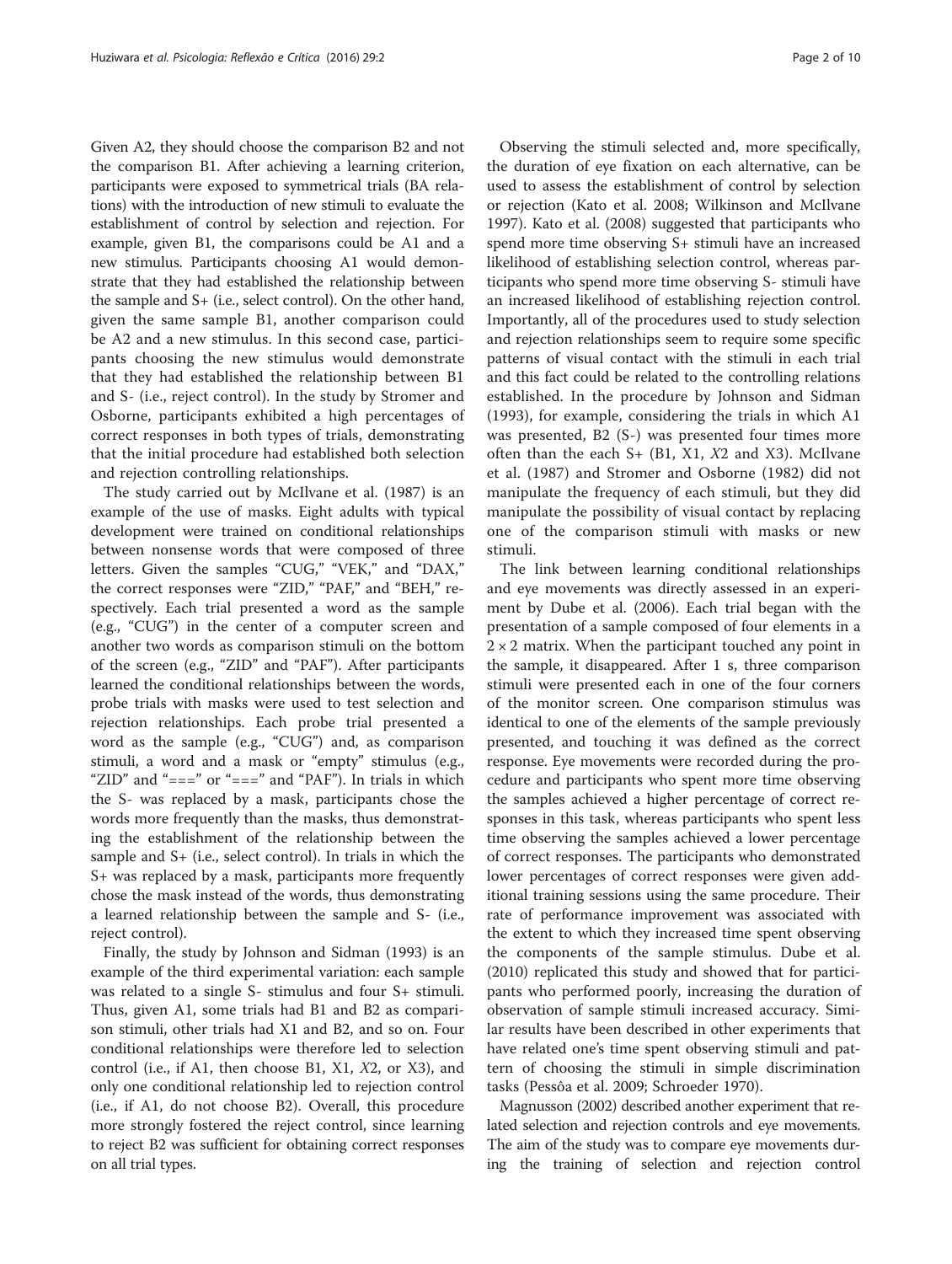Given A2, they should choose the comparison B2 and not the comparison B1. After achieving a learning criterion, participants were exposed to symmetrical trials (BA relations) with the introduction of new stimuli to evaluate the establishment of control by selection and rejection. For example, given B1, the comparisons could be A1 and a new stimulus. Participants choosing A1 would demonstrate that they had established the relationship between the sample and S+ (i.e., select control). On the other hand, given the same sample B1, another comparison could be A2 and a new stimulus. In this second case, participants choosing the new stimulus would demonstrate that they had established the relationship between B1 and S- (i.e., reject control). In the study by Stromer and Osborne, participants exhibited a high percentages of correct responses in both types of trials, demonstrating that the initial procedure had established both selection and rejection controlling relationships.

The study carried out by McIlvane et al. (1987) is an example of the use of masks. Eight adults with typical development were trained on conditional relationships between nonsense words that were composed of three letters. Given the samples "CUG," "VEK," and "DAX," the correct responses were "ZID," "PAF," and "BEH," respectively. Each trial presented a word as the sample (e.g., "CUG") in the center of a computer screen and another two words as comparison stimuli on the bottom of the screen (e.g., "ZID" and "PAF"). After participants learned the conditional relationships between the words, probe trials with masks were used to test selection and rejection relationships. Each probe trial presented a word as the sample (e.g., "CUG") and, as comparison stimuli, a word and a mask or "empty" stimulus (e.g., "ZID" and "===" or "===" and "PAF"). In trials in which the S- was replaced by a mask, participants chose the words more frequently than the masks, thus demonstrating the establishment of the relationship between the sample and S+ (i.e., select control). In trials in which the S+ was replaced by a mask, participants more frequently chose the mask instead of the words, thus demonstrating a learned relationship between the sample and S- (i.e., reject control).

Finally, the study by Johnson and Sidman (1993) is an example of the third experimental variation: each sample was related to a single S- stimulus and four S+ stimuli. Thus, given A1, some trials had B1 and B2 as comparison stimuli, other trials had X1 and B2, and so on. Four conditional relationships were therefore led to selection control (i.e., if A1, then choose B1, X1, *X*2, or X3), and only one conditional relationship led to rejection control (i.e., if A1, do not choose B2). Overall, this procedure more strongly fostered the reject control, since learning to reject B2 was sufficient for obtaining correct responses on all trial types.

Observing the stimuli selected and, more specifically, the duration of eye fixation on each alternative, can be used to assess the establishment of control by selection or rejection (Kato et al. 2008; Wilkinson and McIlvane 1997). Kato et al. (2008) suggested that participants who spend more time observing S+ stimuli have an increased likelihood of establishing selection control, whereas participants who spend more time observing S- stimuli have an increased likelihood of establishing rejection control. Importantly, all of the procedures used to study selection and rejection relationships seem to require some specific patterns of visual contact with the stimuli in each trial and this fact could be related to the controlling relations established. In the procedure by Johnson and Sidman (1993), for example, considering the trials in which A1 was presented, B2 (S-) was presented four times more often than the each S+ (B1, X1, *X*2 and X3). McIlvane et al. (1987) and Stromer and Osborne (1982) did not manipulate the frequency of each stimuli, but they did manipulate the possibility of visual contact by replacing one of the comparison stimuli with masks or new stimuli.

The link between learning conditional relationships and eye movements was directly assessed in an experiment by Dube et al. (2006). Each trial began with the presentation of a sample composed of four elements in a $2 \times 2$ matrix. When the participant touched any point in the sample, it disappeared. After 1 s, three comparison stimuli were presented each in one of the four corners of the monitor screen. One comparison stimulus was identical to one of the elements of the sample previously presented, and touching it was defined as the correct response. Eye movements were recorded during the procedure and participants who spent more time observing the samples achieved a higher percentage of correct responses in this task, whereas participants who spent less time observing the samples achieved a lower percentage of correct responses. The participants who demonstrated lower percentages of correct responses were given additional training sessions using the same procedure. Their rate of performance improvement was associated with the extent to which they increased time spent observing the components of the sample stimulus. Dube et al. (2010) replicated this study and showed that for participants who performed poorly, increasing the duration of observation of sample stimuli increased accuracy. Similar results have been described in other experiments that have related one's time spent observing stimuli and pattern of choosing the stimuli in simple discrimination tasks (Pessôa et al. 2009; Schroeder 1970).

Magnusson (2002) described another experiment that related selection and rejection controls and eye movements. The aim of the study was to compare eye movements during the training of selection and rejection control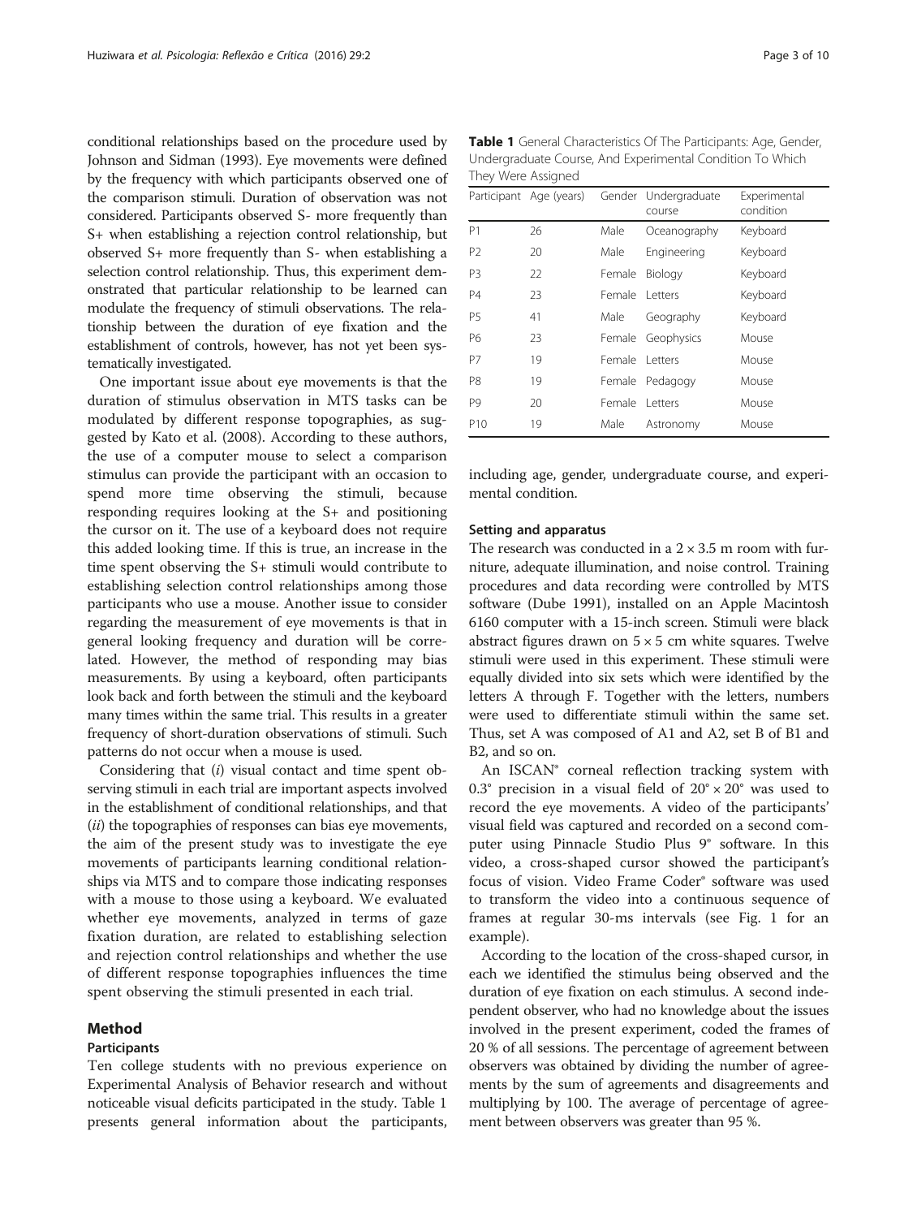conditional relationships based on the procedure used by Johnson and Sidman (1993). Eye movements were defined by the frequency with which participants observed one of the comparison stimuli. Duration of observation was not considered. Participants observed S- more frequently than S+ when establishing a rejection control relationship, but observed S+ more frequently than S- when establishing a selection control relationship. Thus, this experiment demonstrated that particular relationship to be learned can modulate the frequency of stimuli observations. The relationship between the duration of eye fixation and the establishment of controls, however, has not yet been systematically investigated.

One important issue about eye movements is that the duration of stimulus observation in MTS tasks can be modulated by different response topographies, as suggested by Kato et al. (2008). According to these authors, the use of a computer mouse to select a comparison stimulus can provide the participant with an occasion to spend more time observing the stimuli, because responding requires looking at the S+ and positioning the cursor on it. The use of a keyboard does not require this added looking time. If this is true, an increase in the time spent observing the S+ stimuli would contribute to establishing selection control relationships among those participants who use a mouse. Another issue to consider regarding the measurement of eye movements is that in general looking frequency and duration will be correlated. However, the method of responding may bias measurements. By using a keyboard, often participants look back and forth between the stimuli and the keyboard many times within the same trial. This results in a greater frequency of short-duration observations of stimuli. Such patterns do not occur when a mouse is used.

Considering that (*i*) visual contact and time spent observing stimuli in each trial are important aspects involved in the establishment of conditional relationships, and that (*ii*) the topographies of responses can bias eye movements, the aim of the present study was to investigate the eye movements of participants learning conditional relationships via MTS and to compare those indicating responses with a mouse to those using a keyboard. We evaluated whether eye movements, analyzed in terms of gaze fixation duration, are related to establishing selection and rejection control relationships and whether the use of different response topographies influences the time spent observing the stimuli presented in each trial.

## Method

### Participants

Ten college students with no previous experience on Experimental Analysis of Behavior research and without noticeable visual deficits participated in the study. Table 1 presents general information about the participants, including age, gender, undergraduate course, and experimental condition.

**Table 1** General Characteristics Of The Participants: Age, Gender, Undergraduate Course, And Experimental Condition To Which They Were Assigned

| Participant | Age (years) | Gender | Undergraduate course | Experimental condition |
|---|---|---|---|---|
| P1 | 26 | Male | Oceanography | Keyboard |
| P2 | 20 | Male | Engineering | Keyboard |
| P3 | 22 | Female | Biology | Keyboard |
| P4 | 23 | Female | Letters | Keyboard |
| P5 | 41 | Male | Geography | Keyboard |
| P6 | 23 | Female | Geophysics | Mouse |
| P7 | 19 | Female | Letters | Mouse |
| P8 | 19 | Female | Pedagogy | Mouse |
| P9 | 20 | Female | Letters | Mouse |
| P10 | 19 | Male | Astronomy | Mouse |

### Setting and apparatus

The research was conducted in a 2 × 3.5 m room with furniture, adequate illumination, and noise control. Training procedures and data recording were controlled by MTS software (Dube 1991), installed on an Apple Macintosh 6160 computer with a 15-inch screen. Stimuli were black abstract figures drawn on 5 × 5 cm white squares. Twelve stimuli were used in this experiment. These stimuli were equally divided into six sets which were identified by the letters A through F. Together with the letters, numbers were used to differentiate stimuli within the same set. Thus, set A was composed of A1 and A2, set B of B1 and B2, and so on.

An ISCAN® corneal reflection tracking system with 0.3° precision in a visual field of 20° × 20° was used to record the eye movements. A video of the participants' visual field was captured and recorded on a second computer using Pinnacle Studio Plus 9® software. In this video, a cross-shaped cursor showed the participant's focus of vision. Video Frame Coder® software was used to transform the video into a continuous sequence of frames at regular 30-ms intervals (see Fig. 1 for an example).

According to the location of the cross-shaped cursor, in each we identified the stimulus being observed and the duration of eye fixation on each stimulus. A second independent observer, who had no knowledge about the issues involved in the present experiment, coded the frames of 20 % of all sessions. The percentage of agreement between observers was obtained by dividing the number of agreements by the sum of agreements and disagreements and multiplying by 100. The average of percentage of agreement between observers was greater than 95 %.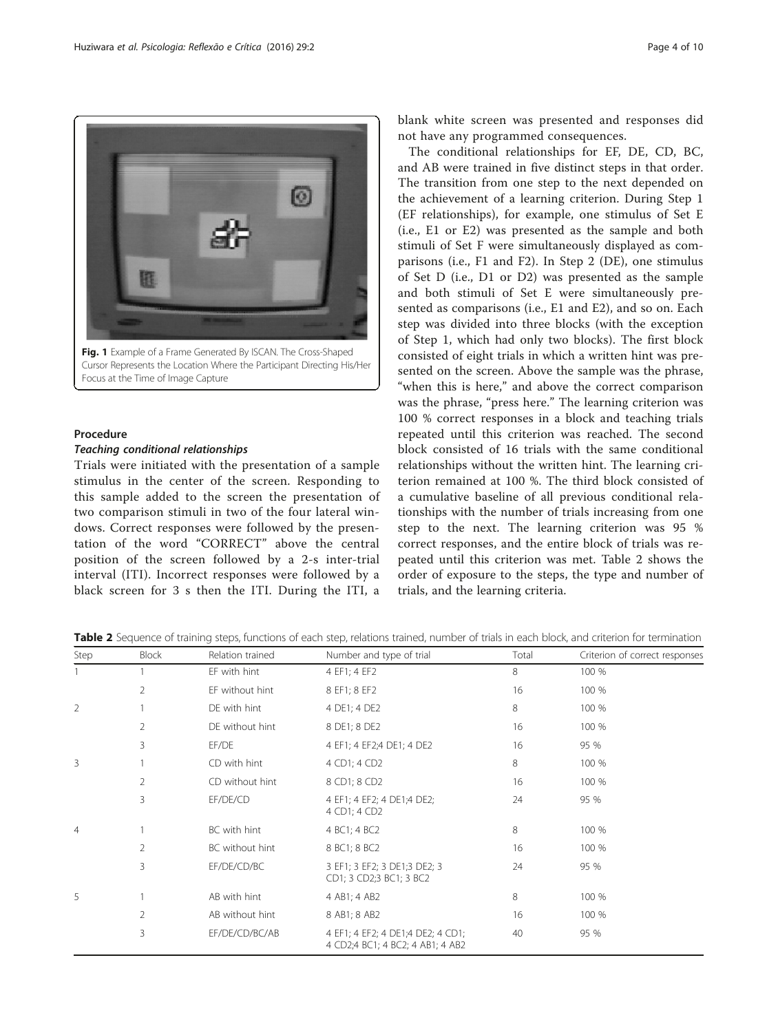Fig. 1 Example of a Frame Generated By ISCAN. The Cross-Shaped Cursor Represents the Location Where the Participant Directing His/Her Focus at the Time of Image Capture

### Procedure

#### *Teaching conditional relationships*

Trials were initiated with the presentation of a sample stimulus in the center of the screen. Responding to this sample added to the screen the presentation of two comparison stimuli in two of the four lateral windows. Correct responses were followed by the presentation of the word "CORRECT" above the central position of the screen followed by a 2-s inter-trial interval (ITI). Incorrect responses were followed by a black screen for 3 s then the ITI. During the ITI, a blank white screen was presented and responses did not have any programmed consequences.

The conditional relationships for EF, DE, CD, BC, and AB were trained in five distinct steps in that order. The transition from one step to the next depended on the achievement of a learning criterion. During Step 1 (EF relationships), for example, one stimulus of Set E (i.e., E1 or E2) was presented as the sample and both stimuli of Set F were simultaneously displayed as comparisons (i.e., F1 and F2). In Step 2 (DE), one stimulus of Set D (i.e., D1 or D2) was presented as the sample and both stimuli of Set E were simultaneously presented as comparisons (i.e., E1 and E2), and so on. Each step was divided into three blocks (with the exception of Step 1, which had only two blocks). The first block consisted of eight trials in which a written hint was presented on the screen. Above the sample was the phrase, "when this is here," and above the correct comparison was the phrase, "press here." The learning criterion was 100 % correct responses in a block and teaching trials repeated until this criterion was reached. The second block consisted of 16 trials with the same conditional relationships without the written hint. The learning criterion remained at 100 %. The third block consisted of a cumulative baseline of all previous conditional relationships with the number of trials increasing from one step to the next. The learning criterion was 95 % correct responses, and the entire block of trials was repeated until this criterion was met. Table 2 shows the order of exposure to the steps, the type and number of trials, and the learning criteria.

**Table 2** Sequence of training steps, functions of each step, relations trained, number of trials in each block, and criterion for termination

| Step | Block | Relation trained | Number and type of trial | Total | Criterion of correct responses |
|---|---|---|---|---|---|
| 1 | 1 | EF with hint | 4 EF1; 4 EF2 | 8 | 100 % |
| | 2 | EF without hint | 8 EF1; 8 EF2 | 16 | 100 % |
| 2 | 1 | DE with hint | 4 DE1; 4 DE2 | 8 | 100 % |
| | 2 | DE without hint | 8 DE1; 8 DE2 | 16 | 100 % |
| | 3 | EF/DE | 4 EF1; 4 EF2;4 DE1; 4 DE2 | 16 | 95 % |
| 3 | 1 | CD with hint | 4 CD1; 4 CD2 | 8 | 100 % |
| | 2 | CD without hint | 8 CD1; 8 CD2 | 16 | 100 % |
| | 3 | EF/DE/CD | 4 EF1; 4 EF2; 4 DE1;4 DE2; 4 CD1; 4 CD2 | 24 | 95 % |
| 4 | 1 | BC with hint | 4 BC1; 4 BC2 | 8 | 100 % |
| | 2 | BC without hint | 8 BC1; 8 BC2 | 16 | 100 % |
| | 3 | EF/DE/CD/BC | 3 EF1; 3 EF2; 3 DE1;3 DE2; 3 CD1; 3 CD2;3 BC1; 3 BC2 | 24 | 95 % |
| 5 | 1 | AB with hint | 4 AB1; 4 AB2 | 8 | 100 % |
| | 2 | AB without hint | 8 AB1; 8 AB2 | 16 | 100 % |
| | 3 | EF/DE/CD/BC/AB | 4 EF1; 4 EF2; 4 DE1;4 DE2; 4 CD1; 4 CD2;4 BC1; 4 BC2; 4 AB1; 4 AB2 | 40 | 95 % |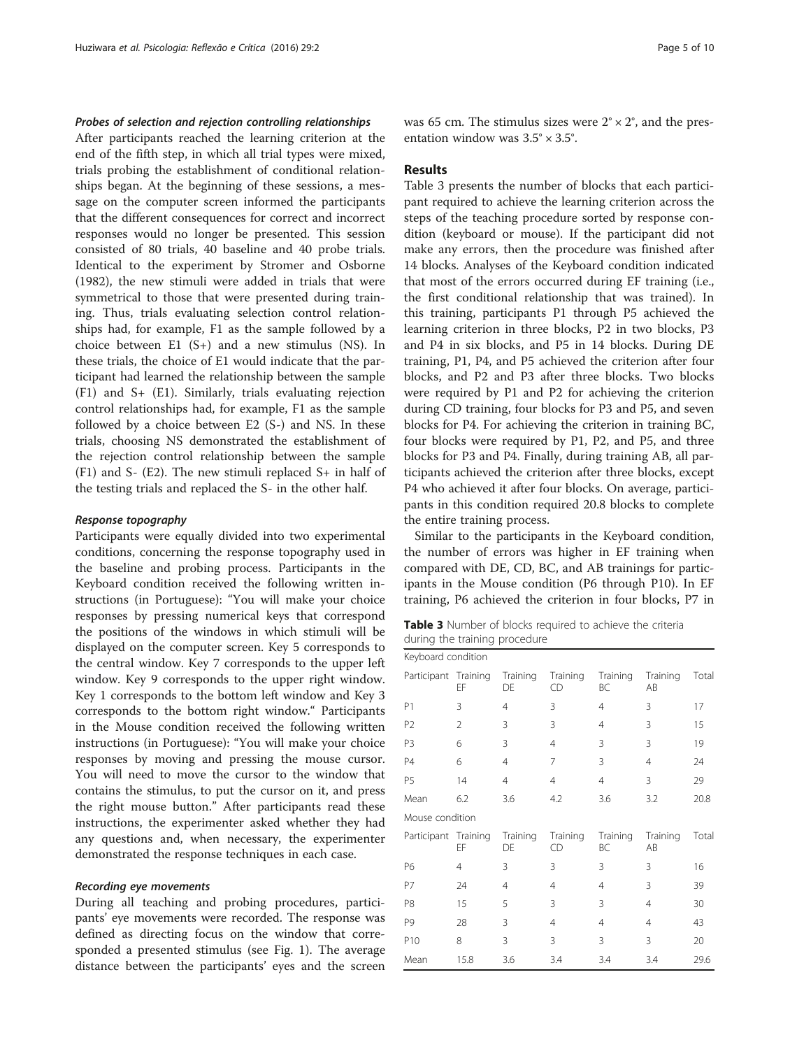#### Probes of selection and rejection controlling relationships

After participants reached the learning criterion at the end of the fifth step, in which all trial types were mixed, trials probing the establishment of conditional relationships began. At the beginning of these sessions, a message on the computer screen informed the participants that the different consequences for correct and incorrect responses would no longer be presented. This session consisted of 80 trials, 40 baseline and 40 probe trials. Identical to the experiment by Stromer and Osborne (1982), the new stimuli were added in trials that were symmetrical to those that were presented during training. Thus, trials evaluating selection control relationships had, for example, F1 as the sample followed by a choice between E1 (S+) and a new stimulus (NS). In these trials, the choice of E1 would indicate that the participant had learned the relationship between the sample (F1) and S+ (E1). Similarly, trials evaluating rejection control relationships had, for example, F1 as the sample followed by a choice between E2 (S-) and NS. In these trials, choosing NS demonstrated the establishment of the rejection control relationship between the sample (F1) and S- (E2). The new stimuli replaced S+ in half of the testing trials and replaced the S- in the other half.

#### Response topography

Participants were equally divided into two experimental conditions, concerning the response topography used in the baseline and probing process. Participants in the Keyboard condition received the following written instructions (in Portuguese): "You will make your choice responses by pressing numerical keys that correspond the positions of the windows in which stimuli will be displayed on the computer screen. Key 5 corresponds to the central window. Key 7 corresponds to the upper left window. Key 9 corresponds to the upper right window. Key 1 corresponds to the bottom left window and Key 3 corresponds to the bottom right window." Participants in the Mouse condition received the following written instructions (in Portuguese): "You will make your choice responses by moving and pressing the mouse cursor. You will need to move the cursor to the window that contains the stimulus, to put the cursor on it, and press the right mouse button." After participants read these instructions, the experimenter asked whether they had any questions and, when necessary, the experimenter demonstrated the response techniques in each case.

#### Recording eye movements

During all teaching and probing procedures, participants' eye movements were recorded. The response was defined as directing focus on the window that corresponded a presented stimulus (see Fig. 1). The average distance between the participants' eyes and the screen was 65 cm. The stimulus sizes were $2° \times 2°$, and the presentation window was $3.5° \times 3.5°$.

## Results

Table 3 presents the number of blocks that each participant required to achieve the learning criterion across the steps of the teaching procedure sorted by response condition (keyboard or mouse). If the participant did not make any errors, then the procedure was finished after 14 blocks. Analyses of the Keyboard condition indicated that most of the errors occurred during EF training (i.e., the first conditional relationship that was trained). In this training, participants P1 through P5 achieved the learning criterion in three blocks, P2 in two blocks, P3 and P4 in six blocks, and P5 in 14 blocks. During DE training, P1, P4, and P5 achieved the criterion after four blocks, and P2 and P3 after three blocks. Two blocks were required by P1 and P2 for achieving the criterion during CD training, four blocks for P3 and P5, and seven blocks for P4. For achieving the criterion in training BC, four blocks were required by P1, P2, and P5, and three blocks for P3 and P4. Finally, during training AB, all participants achieved the criterion after three blocks, except P4 who achieved it after four blocks. On average, participants in this condition required 20.8 blocks to complete the entire training process.

Similar to the participants in the Keyboard condition, the number of errors was higher in EF training when compared with DE, CD, BC, and AB trainings for participants in the Mouse condition (P6 through P10). In EF training, P6 achieved the criterion in four blocks, P7 in

**Table 3** Number of blocks required to achieve the criteria during the training procedure

| Keyboard condition | | | | | | |
|---|---|---|---|---|---|---|
| Participant | Training EF | Training DE | Training CD | Training BC | Training AB | Total |
| P1 | 3 | 4 | 3 | 4 | 3 | 17 |
| P2 | 2 | 3 | 3 | 4 | 3 | 15 |
| P3 | 6 | 3 | 4 | 3 | 3 | 19 |
| P4 | 6 | 4 | 7 | 3 | 4 | 24 |
| P5 | 14 | 4 | 4 | 4 | 3 | 29 |
| Mean | 6.2 | 3.6 | 4.2 | 3.6 | 3.2 | 20.8 |
| **Mouse condition** | | | | | | |
| Participant | Training EF | Training DE | Training CD | Training BC | Training AB | Total |
| P6 | 4 | 3 | 3 | 3 | 3 | 16 |
| P7 | 24 | 4 | 4 | 4 | 3 | 39 |
| P8 | 15 | 5 | 3 | 3 | 4 | 30 |
| P9 | 28 | 3 | 4 | 4 | 4 | 43 |
| P10 | 8 | 3 | 3 | 3 | 3 | 20 |
| Mean | 15.8 | 3.6 | 3.4 | 3.4 | 3.4 | 29.6 |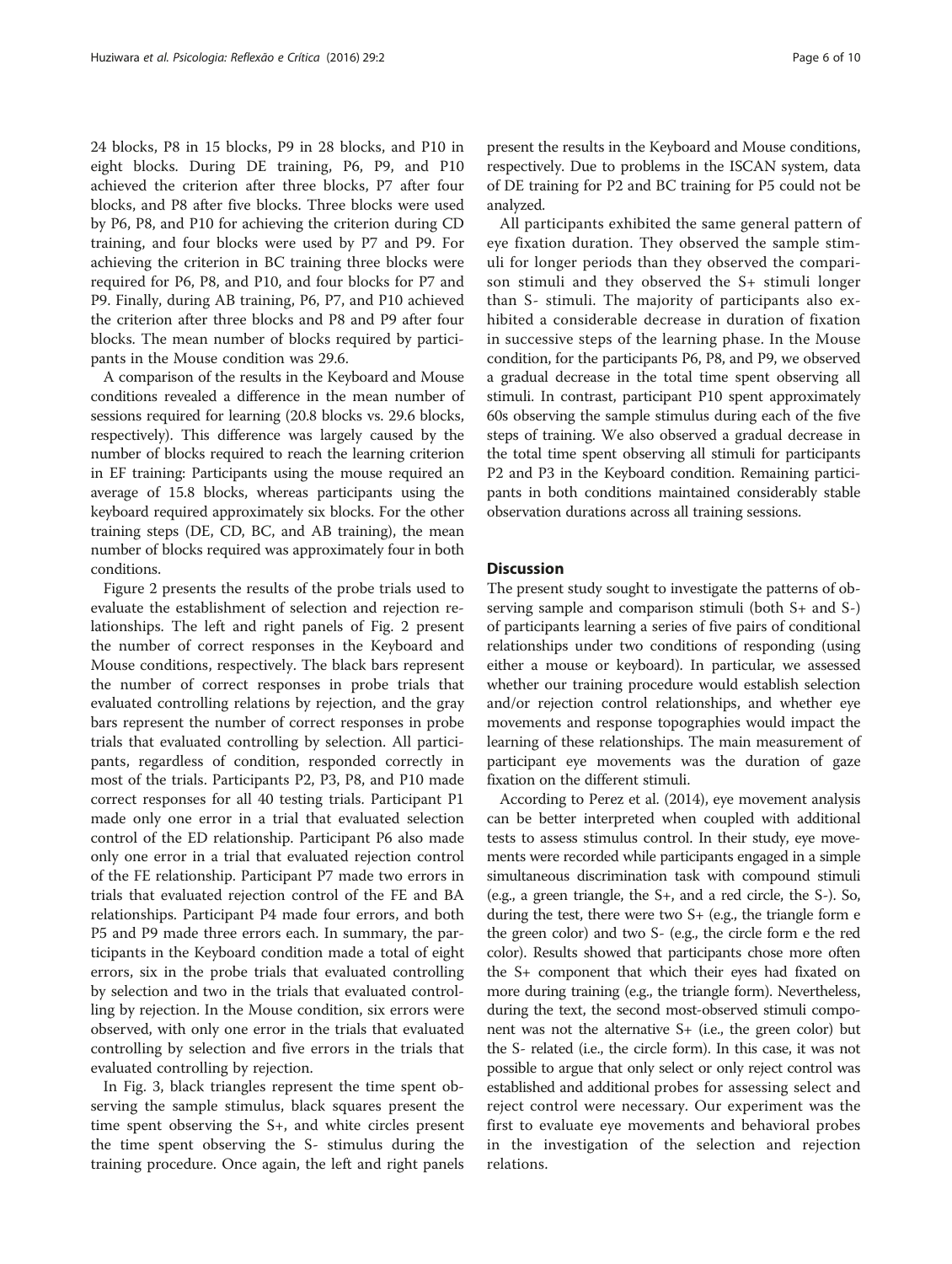24 blocks, P8 in 15 blocks, P9 in 28 blocks, and P10 in eight blocks. During DE training, P6, P9, and P10 achieved the criterion after three blocks, P7 after four blocks, and P8 after five blocks. Three blocks were used by P6, P8, and P10 for achieving the criterion during CD training, and four blocks were used by P7 and P9. For achieving the criterion in BC training three blocks were required for P6, P8, and P10, and four blocks for P7 and P9. Finally, during AB training, P6, P7, and P10 achieved the criterion after three blocks and P8 and P9 after four blocks. The mean number of blocks required by participants in the Mouse condition was 29.6.

A comparison of the results in the Keyboard and Mouse conditions revealed a difference in the mean number of sessions required for learning (20.8 blocks vs. 29.6 blocks, respectively). This difference was largely caused by the number of blocks required to reach the learning criterion in EF training: Participants using the mouse required an average of 15.8 blocks, whereas participants using the keyboard required approximately six blocks. For the other training steps (DE, CD, BC, and AB training), the mean number of blocks required was approximately four in both conditions.

Figure 2 presents the results of the probe trials used to evaluate the establishment of selection and rejection relationships. The left and right panels of Fig. 2 present the number of correct responses in the Keyboard and Mouse conditions, respectively. The black bars represent the number of correct responses in probe trials that evaluated controlling relations by rejection, and the gray bars represent the number of correct responses in probe trials that evaluated controlling by selection. All participants, regardless of condition, responded correctly in most of the trials. Participants P2, P3, P8, and P10 made correct responses for all 40 testing trials. Participant P1 made only one error in a trial that evaluated selection control of the ED relationship. Participant P6 also made only one error in a trial that evaluated rejection control of the FE relationship. Participant P7 made two errors in trials that evaluated rejection control of the FE and BA relationships. Participant P4 made four errors, and both P5 and P9 made three errors each. In summary, the participants in the Keyboard condition made a total of eight errors, six in the probe trials that evaluated controlling by selection and two in the trials that evaluated controlling by rejection. In the Mouse condition, six errors were observed, with only one error in the trials that evaluated controlling by selection and five errors in the trials that evaluated controlling by rejection.

In Fig. 3, black triangles represent the time spent observing the sample stimulus, black squares present the time spent observing the S+, and white circles present the time spent observing the S- stimulus during the training procedure. Once again, the left and right panels present the results in the Keyboard and Mouse conditions, respectively. Due to problems in the ISCAN system, data of DE training for P2 and BC training for P5 could not be analyzed.

All participants exhibited the same general pattern of eye fixation duration. They observed the sample stimuli for longer periods than they observed the comparison stimuli and they observed the S+ stimuli longer than S- stimuli. The majority of participants also exhibited a considerable decrease in duration of fixation in successive steps of the learning phase. In the Mouse condition, for the participants P6, P8, and P9, we observed a gradual decrease in the total time spent observing all stimuli. In contrast, participant P10 spent approximately 60s observing the sample stimulus during each of the five steps of training. We also observed a gradual decrease in the total time spent observing all stimuli for participants P2 and P3 in the Keyboard condition. Remaining participants in both conditions maintained considerably stable observation durations across all training sessions.

## Discussion

The present study sought to investigate the patterns of observing sample and comparison stimuli (both S+ and S-) of participants learning a series of five pairs of conditional relationships under two conditions of responding (using either a mouse or keyboard). In particular, we assessed whether our training procedure would establish selection and/or rejection control relationships, and whether eye movements and response topographies would impact the learning of these relationships. The main measurement of participant eye movements was the duration of gaze fixation on the different stimuli.

According to Perez et al. (2014), eye movement analysis can be better interpreted when coupled with additional tests to assess stimulus control. In their study, eye movements were recorded while participants engaged in a simple simultaneous discrimination task with compound stimuli (e.g., a green triangle, the S+, and a red circle, the S-). So, during the test, there were two S+ (e.g., the triangle form e the green color) and two S- (e.g., the circle form e the red color). Results showed that participants chose more often the S+ component that which their eyes had fixated on more during training (e.g., the triangle form). Nevertheless, during the text, the second most-observed stimuli component was not the alternative S+ (i.e., the green color) but the S- related (i.e., the circle form). In this case, it was not possible to argue that only select or only reject control was established and additional probes for assessing select and reject control were necessary. Our experiment was the first to evaluate eye movements and behavioral probes in the investigation of the selection and rejection relations.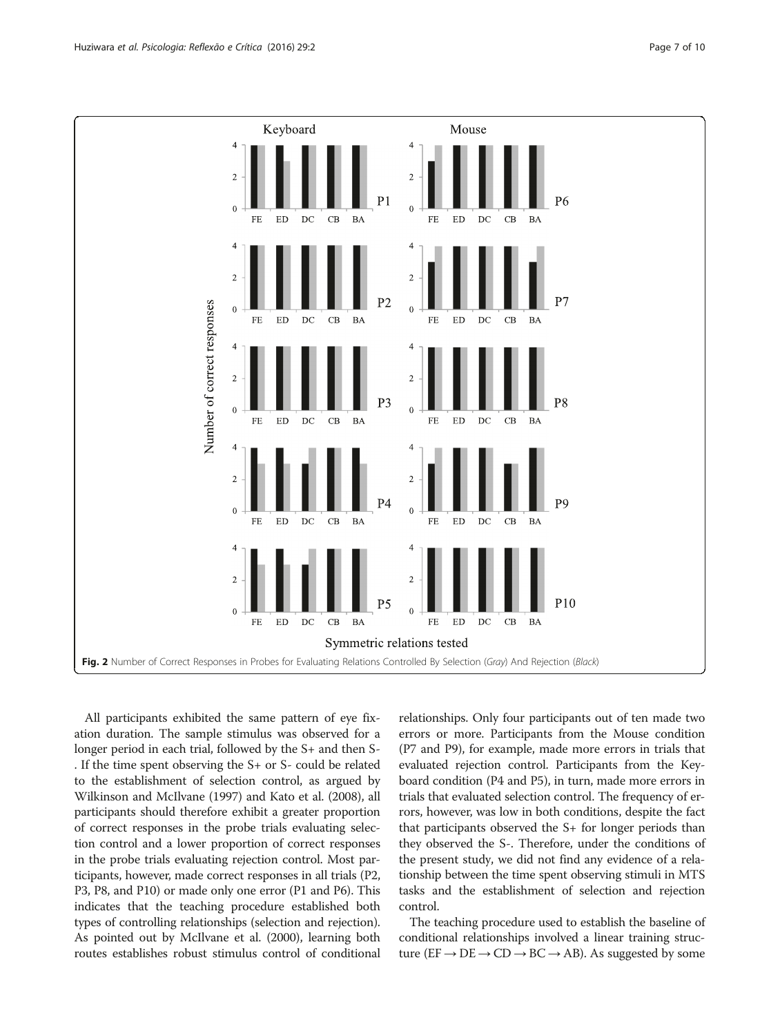**Fig. 2** Number of Correct Responses in Probes for Evaluating Relations Controlled By Selection (*Gray*) And Rejection (*Black*)

All participants exhibited the same pattern of eye fixation duration. The sample stimulus was observed for a longer period in each trial, followed by the S+ and then S-. If the time spent observing the S+ or S- could be related to the establishment of selection control, as argued by Wilkinson and McIlvane (1997) and Kato et al. (2008), all participants should therefore exhibit a greater proportion of correct responses in the probe trials evaluating selection control and a lower proportion of correct responses in the probe trials evaluating rejection control. Most participants, however, made correct responses in all trials (P2, P3, P8, and P10) or made only one error (P1 and P6). This indicates that the teaching procedure established both types of controlling relationships (selection and rejection). As pointed out by McIlvane et al. (2000), learning both routes establishes robust stimulus control of conditional relationships. Only four participants out of ten made two errors or more. Participants from the Mouse condition (P7 and P9), for example, made more errors in trials that evaluated rejection control. Participants from the Keyboard condition (P4 and P5), in turn, made more errors in trials that evaluated selection control. The frequency of errors, however, was low in both conditions, despite the fact that participants observed the S+ for longer periods than they observed the S-. Therefore, under the conditions of the present study, we did not find any evidence of a relationship between the time spent observing stimuli in MTS tasks and the establishment of selection and rejection control.

The teaching procedure used to establish the baseline of conditional relationships involved a linear training structure (EF → DE → CD → BC → AB). As suggested by some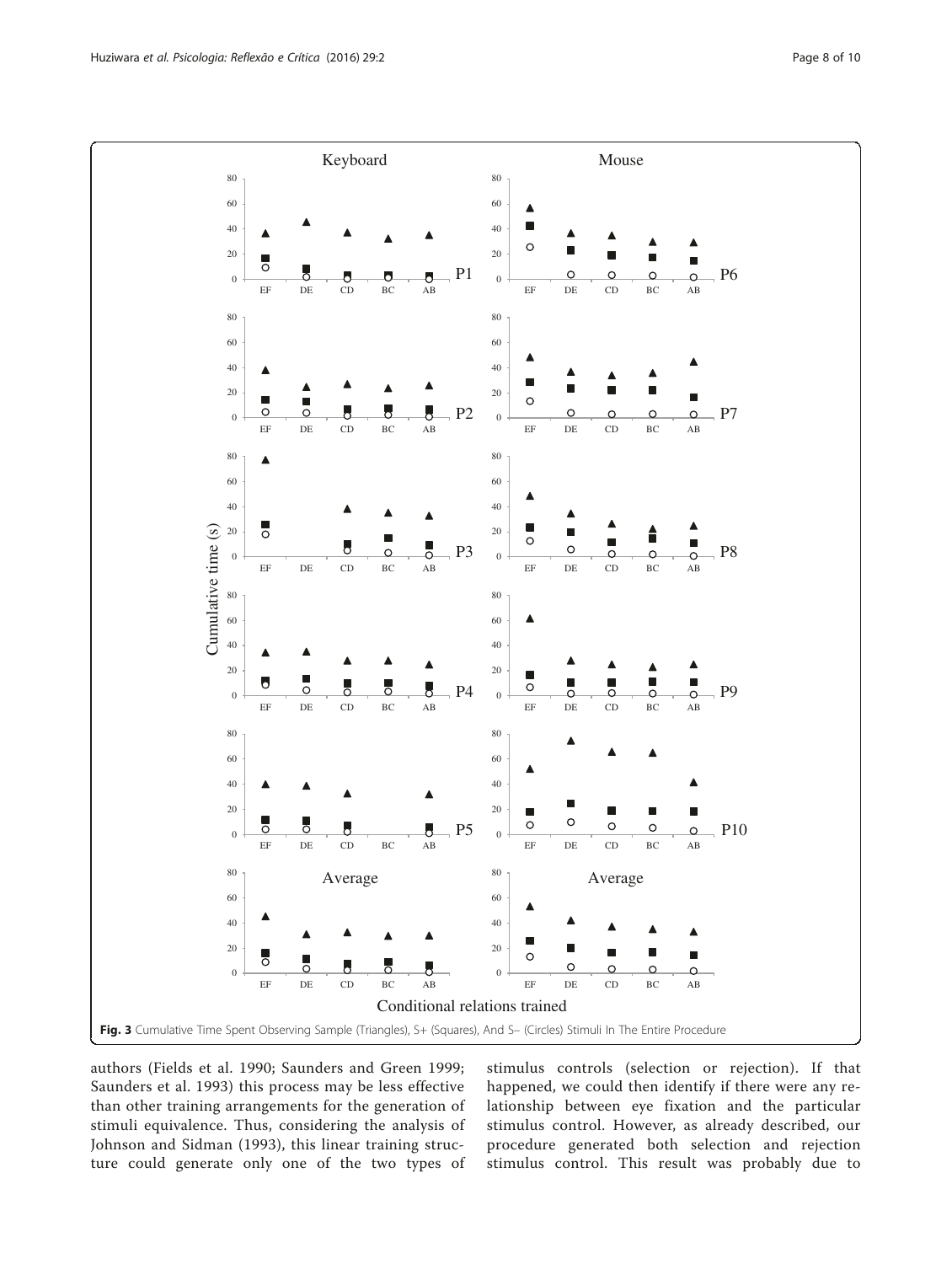**Fig. 3** Cumulative Time Spent Observing Sample (Triangles), S+ (Squares), And S– (Circles) Stimuli In The Entire Procedure

authors (Fields et al. 1990; Saunders and Green 1999; Saunders et al. 1993) this process may be less effective than other training arrangements for the generation of stimuli equivalence. Thus, considering the analysis of Johnson and Sidman (1993), this linear training structure could generate only one of the two types of stimulus controls (selection or rejection). If that happened, we could then identify if there were any relationship between eye fixation and the particular stimulus control. However, as already described, our procedure generated both selection and rejection stimulus control. This result was probably due to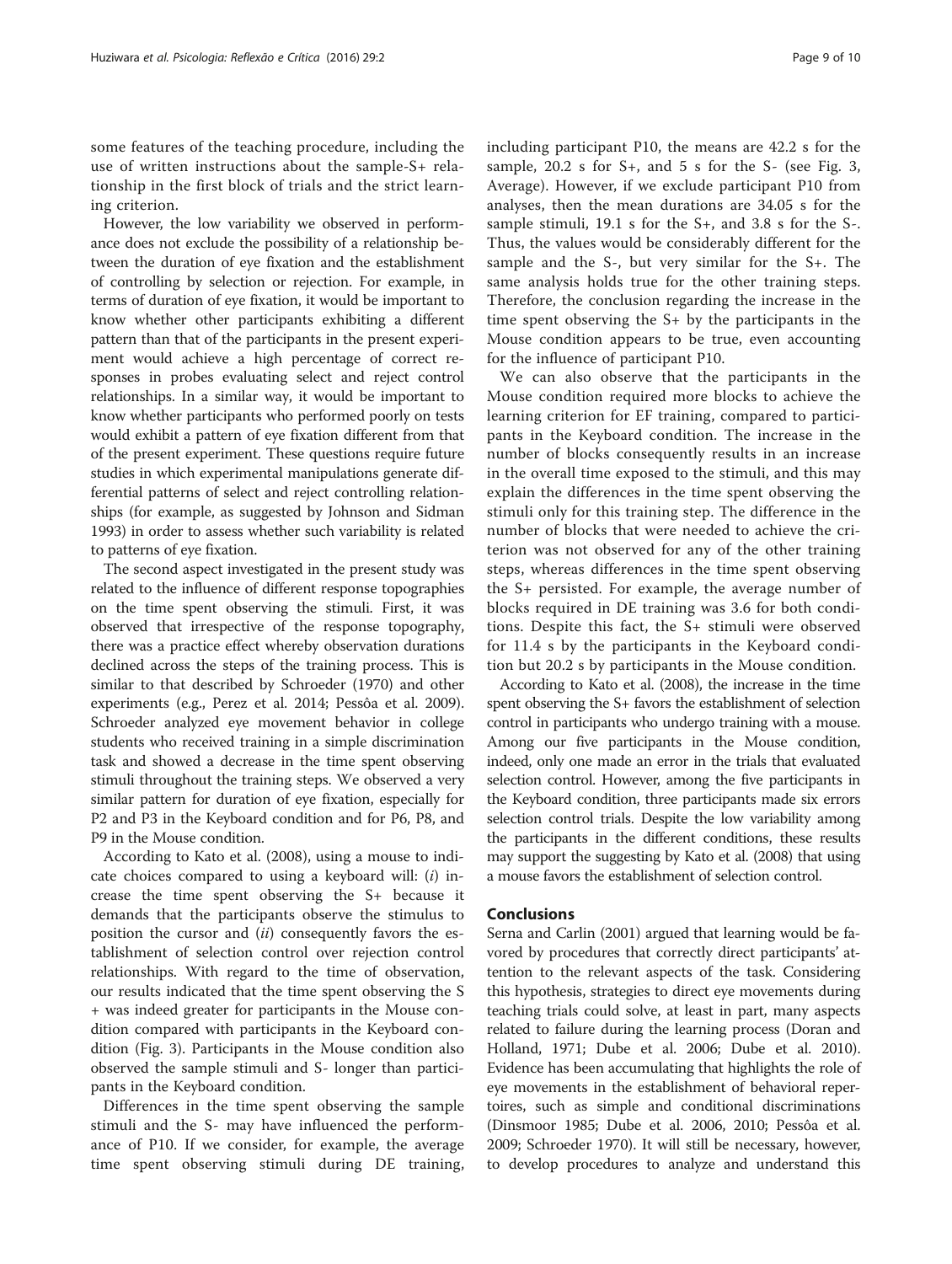some features of the teaching procedure, including the use of written instructions about the sample-S+ relationship in the first block of trials and the strict learning criterion.

However, the low variability we observed in performance does not exclude the possibility of a relationship between the duration of eye fixation and the establishment of controlling by selection or rejection. For example, in terms of duration of eye fixation, it would be important to know whether other participants exhibiting a different pattern than that of the participants in the present experiment would achieve a high percentage of correct responses in probes evaluating select and reject control relationships. In a similar way, it would be important to know whether participants who performed poorly on tests would exhibit a pattern of eye fixation different from that of the present experiment. These questions require future studies in which experimental manipulations generate differential patterns of select and reject controlling relationships (for example, as suggested by Johnson and Sidman 1993) in order to assess whether such variability is related to patterns of eye fixation.

The second aspect investigated in the present study was related to the influence of different response topographies on the time spent observing the stimuli. First, it was observed that irrespective of the response topography, there was a practice effect whereby observation durations declined across the steps of the training process. This is similar to that described by Schroeder (1970) and other experiments (e.g., Perez et al. 2014; Pessôa et al. 2009). Schroeder analyzed eye movement behavior in college students who received training in a simple discrimination task and showed a decrease in the time spent observing stimuli throughout the training steps. We observed a very similar pattern for duration of eye fixation, especially for P2 and P3 in the Keyboard condition and for P6, P8, and P9 in the Mouse condition.

According to Kato et al. (2008), using a mouse to indicate choices compared to using a keyboard will: (*i*) increase the time spent observing the S+ because it demands that the participants observe the stimulus to position the cursor and (*ii*) consequently favors the establishment of selection control over rejection control relationships. With regard to the time of observation, our results indicated that the time spent observing the S+ was indeed greater for participants in the Mouse condition compared with participants in the Keyboard condition (Fig. 3). Participants in the Mouse condition also observed the sample stimuli and S- longer than participants in the Keyboard condition.

Differences in the time spent observing the sample stimuli and the S- may have influenced the performance of P10. If we consider, for example, the average time spent observing stimuli during DE training, including participant P10, the means are 42.2 s for the sample, 20.2 s for S+, and 5 s for the S- (see Fig. 3, Average). However, if we exclude participant P10 from analyses, then the mean durations are 34.05 s for the sample stimuli, 19.1 s for the S+, and 3.8 s for the S-. Thus, the values would be considerably different for the sample and the S-, but very similar for the S+. The same analysis holds true for the other training steps. Therefore, the conclusion regarding the increase in the time spent observing the S+ by the participants in the Mouse condition appears to be true, even accounting for the influence of participant P10.

We can also observe that the participants in the Mouse condition required more blocks to achieve the learning criterion for EF training, compared to participants in the Keyboard condition. The increase in the number of blocks consequently results in an increase in the overall time exposed to the stimuli, and this may explain the differences in the time spent observing the stimuli only for this training step. The difference in the number of blocks that were needed to achieve the criterion was not observed for any of the other training steps, whereas differences in the time spent observing the S+ persisted. For example, the average number of blocks required in DE training was 3.6 for both conditions. Despite this fact, the S+ stimuli were observed for 11.4 s by the participants in the Keyboard condition but 20.2 s by participants in the Mouse condition.

According to Kato et al. (2008), the increase in the time spent observing the S+ favors the establishment of selection control in participants who undergo training with a mouse. Among our five participants in the Mouse condition, indeed, only one made an error in the trials that evaluated selection control. However, among the five participants in the Keyboard condition, three participants made six errors selection control trials. Despite the low variability among the participants in the different conditions, these results may support the suggesting by Kato et al. (2008) that using a mouse favors the establishment of selection control.

## Conclusions

Serna and Carlin (2001) argued that learning would be favored by procedures that correctly direct participants' attention to the relevant aspects of the task. Considering this hypothesis, strategies to direct eye movements during teaching trials could solve, at least in part, many aspects related to failure during the learning process (Doran and Holland, 1971; Dube et al. 2006; Dube et al. 2010). Evidence has been accumulating that highlights the role of eye movements in the establishment of behavioral repertoires, such as simple and conditional discriminations (Dinsmoor 1985; Dube et al. 2006, 2010; Pessôa et al. 2009; Schroeder 1970). It will still be necessary, however, to develop procedures to analyze and understand this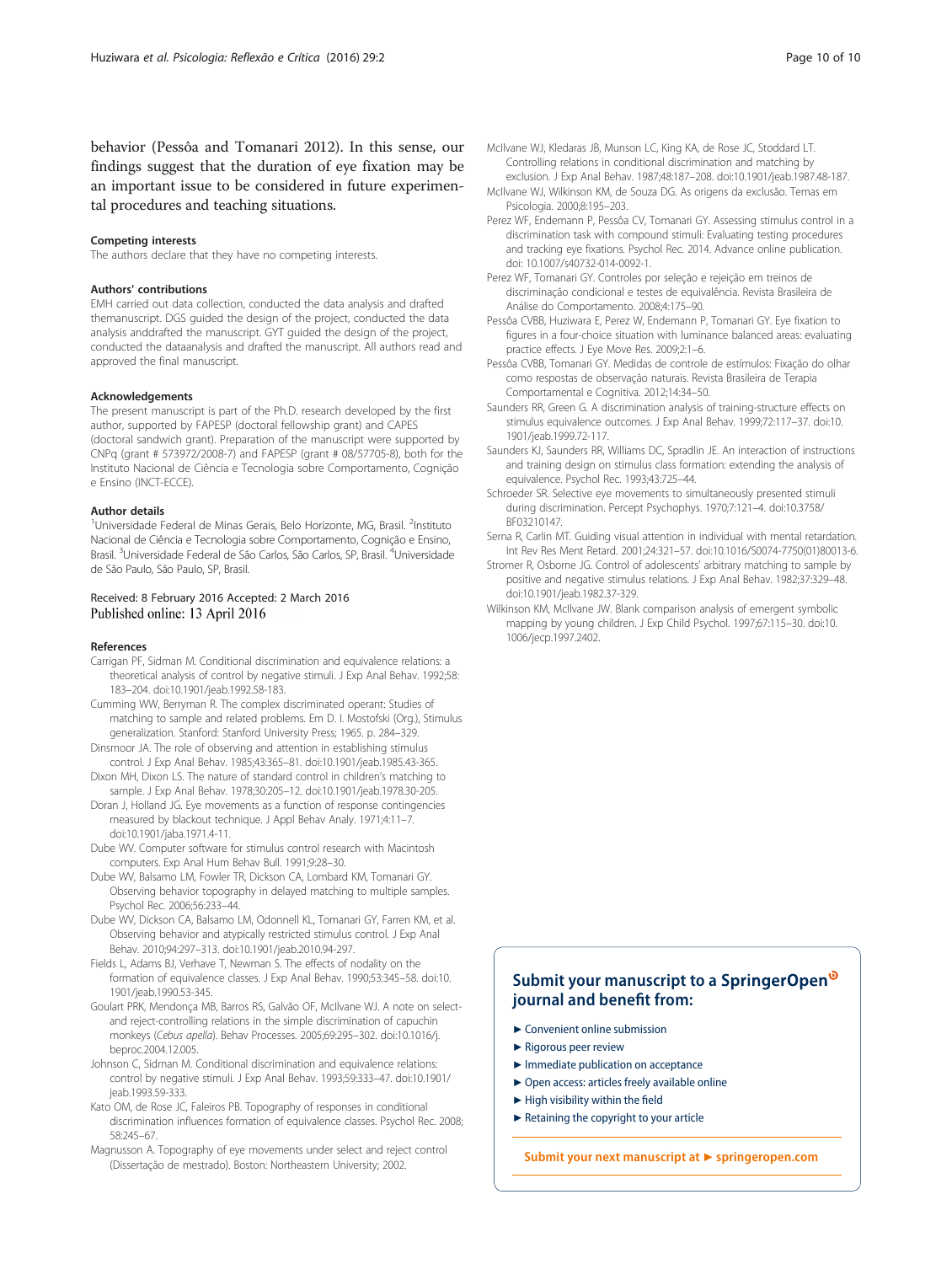behavior (Pessôa and Tomanari 2012). In this sense, our findings suggest that the duration of eye fixation may be an important issue to be considered in future experimental procedures and teaching situations.

### Competing interests

The authors declare that they have no competing interests.

### Authors' contributions

EMH carried out data collection, conducted the data analysis and drafted themanuscript. DGS guided the design of the project, conducted the data analysis anddrafted the manuscript. GYT guided the design of the project, conducted the dataanalysis and drafted the manuscript. All authors read and approved the final manuscript.

### Acknowledgements

The present manuscript is part of the Ph.D. research developed by the first author, supported by FAPESP (doctoral fellowship grant) and CAPES (doctoral sandwich grant). Preparation of the manuscript were supported by CNPq (grant # 573972/2008-7) and FAPESP (grant # 08/57705-8), both for the Instituto Nacional de Ciência e Tecnologia sobre Comportamento, Cognição e Ensino (INCT-ECCE).

### Author details

[1]Universidade Federal de Minas Gerais, Belo Horizonte, MG, Brasil. [2]Instituto Nacional de Ciência e Tecnologia sobre Comportamento, Cognição e Ensino, Brasil. [3]Universidade Federal de São Carlos, São Carlos, SP, Brasil. [4]Universidade de São Paulo, São Paulo, SP, Brasil.

Received: 8 February 2016 Accepted: 2 March 2016
Published online: 13 April 2016

### References

- Carrigan PF, Sidman M. Conditional discrimination and equivalence relations: a theoretical analysis of control by negative stimuli. J Exp Anal Behav. 1992;58: 183–204. doi:10.1901/jeab.1992.58-183.
- Cumming WW, Berryman R. The complex discriminated operant: Studies of matching to sample and related problems. Em D. I. Mostofski (Org.), Stimulus generalization. Stanford: Stanford University Press; 1965. p. 284–329.
- Dinsmoor JA. The role of observing and attention in establishing stimulus control. J Exp Anal Behav. 1985;43:365–81. doi:10.1901/jeab.1985.43-365.
- Dixon MH, Dixon LS. The nature of standard control in children's matching to sample. J Exp Anal Behav. 1978;30:205–12. doi:10.1901/jeab.1978.30-205.
- Doran J, Holland JG. Eye movements as a function of response contingencies measured by blackout technique. J Appl Behav Analy. 1971;4:11–7. doi:10.1901/jaba.1971.4-11.
- Dube WV. Computer software for stimulus control research with Macintosh computers. Exp Anal Hum Behav Bull. 1991;9:28–30.
- Dube WV, Balsamo LM, Fowler TR, Dickson CA, Lombard KM, Tomanari GY. Observing behavior topography in delayed matching to multiple samples. Psychol Rec. 2006;56:233–44.
- Dube WV, Dickson CA, Balsamo LM, Odonnell KL, Tomanari GY, Farren KM, et al. Observing behavior and atypically restricted stimulus control. J Exp Anal Behav. 2010;94:297–313. doi:10.1901/jeab.2010.94-297.
- Fields L, Adams BJ, Verhave T, Newman S. The effects of nodality on the formation of equivalence classes. J Exp Anal Behav. 1990;53:345–58. doi:10.1901/jeab.1990.53-345.
- Goulart PRK, Mendonça MB, Barros RS, Galvão OF, McIlvane WJ. A note on select- and reject-controlling relations in the simple discrimination of capuchin monkeys (*Cebus apella*). Behav Processes. 2005;69:295–302. doi:10.1016/j.beproc.2004.12.005.
- Johnson C, Sidman M. Conditional discrimination and equivalence relations: control by negative stimuli. J Exp Anal Behav. 1993;59:333–47. doi:10.1901/jeab.1993.59-333.
- Kato OM, de Rose JC, Faleiros PB. Topography of responses in conditional discrimination influences formation of equivalence classes. Psychol Rec. 2008; 58:245–67.
- Magnusson A. Topography of eye movements under select and reject control (Dissertação de mestrado). Boston: Northeastern University; 2002.
- McIlvane WJ, Kledaras JB, Munson LC, King KA, de Rose JC, Stoddard LT. Controlling relations in conditional discrimination and matching by exclusion. J Exp Anal Behav. 1987;48:187–208. doi:10.1901/jeab.1987.48-187.
- McIlvane WJ, Wilkinson KM, de Souza DG. As origens da exclusão. Temas em Psicologia. 2000;8:195–203.
- Perez WF, Endemann P, Pessôa CV, Tomanari GY. Assessing stimulus control in a discrimination task with compound stimuli: Evaluating testing procedures and tracking eye fixations. Psychol Rec. 2014. Advance online publication. doi: 10.1007/s40732-014-0092-1.
- Perez WF, Tomanari GY. Controles por seleção e rejeição em treinos de discriminação condicional e testes de equivalência. Revista Brasileira de Análise do Comportamento. 2008;4:175–90.
- Pessôa CVBB, Huziwara E, Perez W, Endemann P, Tomanari GY. Eye fixation to figures in a four-choice situation with luminance balanced areas: evaluating practice effects. J Eye Move Res. 2009;2:1–6.
- Pessôa CVBB, Tomanari GY. Medidas de controle de estímulos: Fixação do olhar como respostas de observação naturais. Revista Brasileira de Terapia Comportamental e Cognitiva. 2012;14:34–50.
- Saunders RR, Green G. A discrimination analysis of training-structure effects on stimulus equivalence outcomes. J Exp Anal Behav. 1999;72:117–37. doi:10.1901/jeab.1999.72-117.
- Saunders KJ, Saunders RR, Williams DC, Spradlin JE. An interaction of instructions and training design on stimulus class formation: extending the analysis of equivalence. Psychol Rec. 1993;43:725–44.
- Schroeder SR. Selective eye movements to simultaneously presented stimuli during discrimination. Percept Psychophys. 1970;7:121–4. doi:10.3758/BF03210147.
- Serna R, Carlin MT. Guiding visual attention in individual with mental retardation. Int Rev Res Ment Retard. 2001;24:321–57. doi:10.1016/S0074-7750(01)80013-6.
- Stromer R, Osborne JG. Control of adolescents' arbitrary matching to sample by positive and negative stimulus relations. J Exp Anal Behav. 1982;37:329–48. doi:10.1901/jeab.1982.37-329.
- Wilkinson KM, McIlvane JW. Blank comparison analysis of emergent symbolic mapping by young children. J Exp Child Psychol. 1997;67:115–30. doi:10.1006/jecp.1997.2402.

**Submit your manuscript to a SpringerOpen journal and benefit from:**

- ► Convenient online submission
- ► Rigorous peer review
- ► Immediate publication on acceptance
- ► Open access: articles freely available online
- ► High visibility within the field
- ► Retaining the copyright to your article

**Submit your next manuscript at ► springeropen.com**